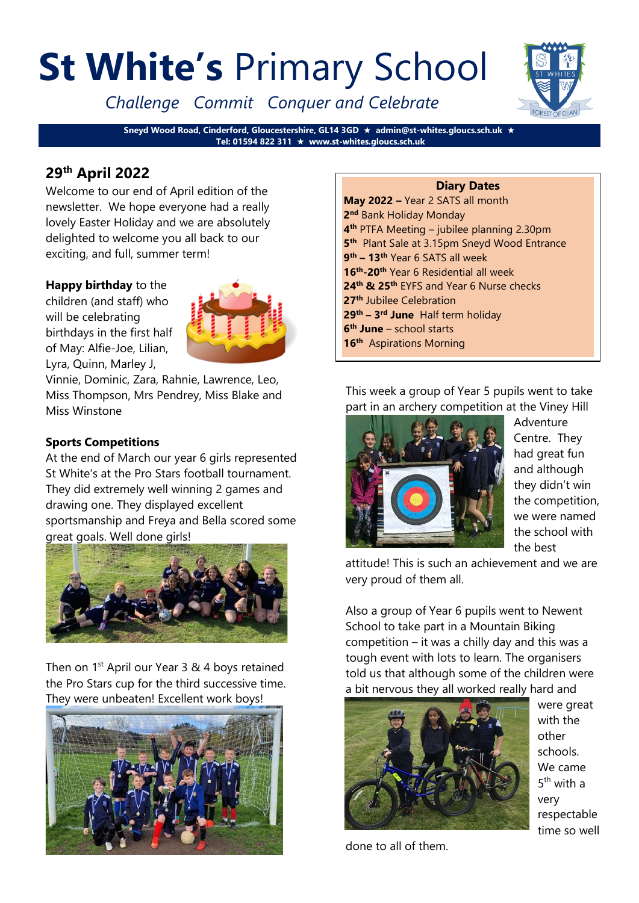# **St White's** Primary School

*Challenge Commit Conquer and Celebrate*

**Sneyd Wood Road, Cinderford, Gloucestershire, GL14 3GD ★ admin@st-whites.gloucs.sch.uk ★ Tel: 01594 822 311 ★ www.st-whites.gloucs.sch.uk**

## 29th April 2022

Welcome to our end of April edition of the newsletter. We hope everyone had a really lovely Easter Holiday and we are absolutely delighted to welcome you all back to our exciting, and full, summer term!

**Happy birthday** to the children (and staff) who will be celebrating birthdays in the first half of May: Alfie-Joe, Lilian, Lyra, Quinn, Marley J, Vinnie, Dominic, Zara, Rahnie, Lawrence, Leo, Miss Thompson, Mrs Pendrey, Miss Blake and Miss Winstone

### Sports Competitions

At the end of March our year 6 girls represented St White's at the Pro Stars football tournament. They did extremely well winning 2 games and drawing one. They displayed excellent sportsmanship and Freya and Bella scored some great goals. Well done girls!

Then on 1st April our Year 3 & 4 boys retained the Pro Stars cup for the third successive time. They were unbeaten! Excellent work boys!

### Diary Dates

**May 2022 –** Year 2 SATS all month
**2nd** Bank Holiday Monday
**4th** PTFA Meeting – jubilee planning 2.30pm
**5th** Plant Sale at 3.15pm Sneyd Wood Entrance
**9th – 13th** Year 6 SATS all week
**16th-20th** Year 6 Residential all week
**24th & 25th** EYFS and Year 6 Nurse checks
**27th** Jubilee Celebration
**29th – 3rd June** Half term holiday
**6th June** – school starts
**16th** Aspirations Morning

This week a group of Year 5 pupils went to take part in an archery competition at the Viney Hill Adventure Centre. They had great fun and although they didn't win the competition, we were named the school with the best attitude! This is such an achievement and we are very proud of them all.

Also a group of Year 6 pupils went to Newent School to take part in a Mountain Biking competition – it was a chilly day and this was a tough event with lots to learn. The organisers told us that although some of the children were a bit nervous they all worked really hard and were great with the other schools. We came 5th with a very respectable time so well done to all of them.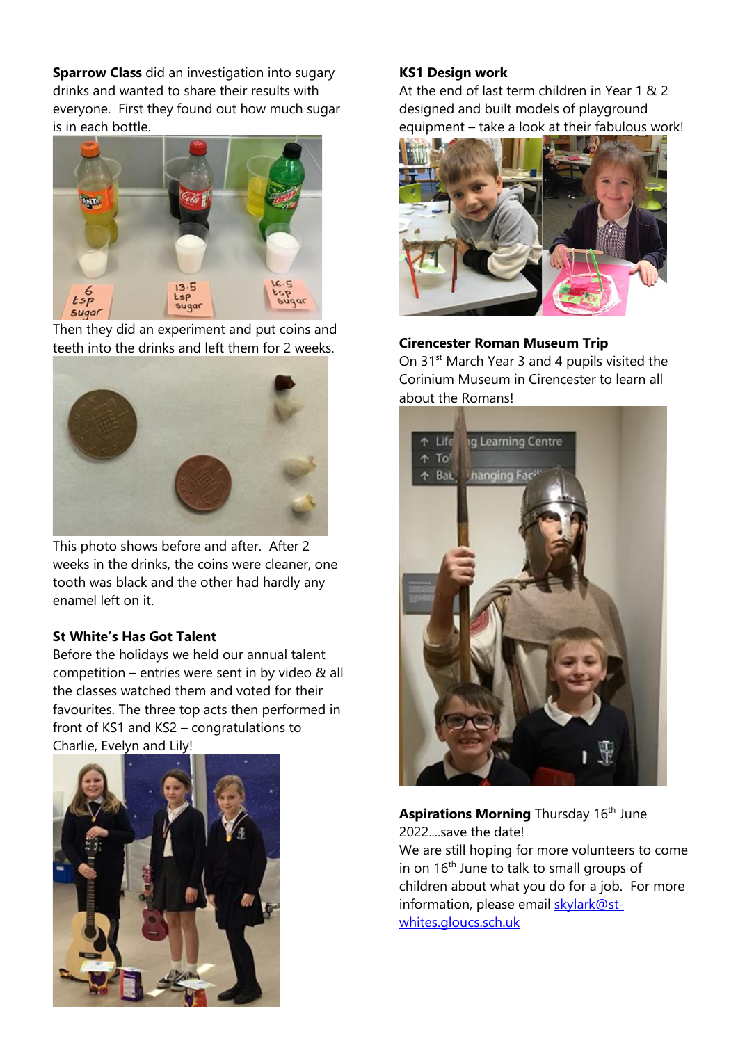**Sparrow Class** did an investigation into sugary drinks and wanted to share their results with everyone. First they found out how much sugar is in each bottle.

Then they did an experiment and put coins and teeth into the drinks and left them for 2 weeks.

This photo shows before and after. After 2 weeks in the drinks, the coins were cleaner, one tooth was black and the other had hardly any enamel left on it.

**St White's Has Got Talent**

Before the holidays we held our annual talent competition – entries were sent in by video & all the classes watched them and voted for their favourites. The three top acts then performed in front of KS1 and KS2 – congratulations to Charlie, Evelyn and Lily!

**KS1 Design work**

At the end of last term children in Year 1 & 2 designed and built models of playground equipment – take a look at their fabulous work!

**Cirencester Roman Museum Trip**

On 31st March Year 3 and 4 pupils visited the Corinium Museum in Cirencester to learn all about the Romans!

**Aspirations Morning** Thursday 16th June 2022....save the date!

We are still hoping for more volunteers to come in on 16th June to talk to small groups of children about what you do for a job. For more information, please email skylark@st-whites.gloucs.sch.uk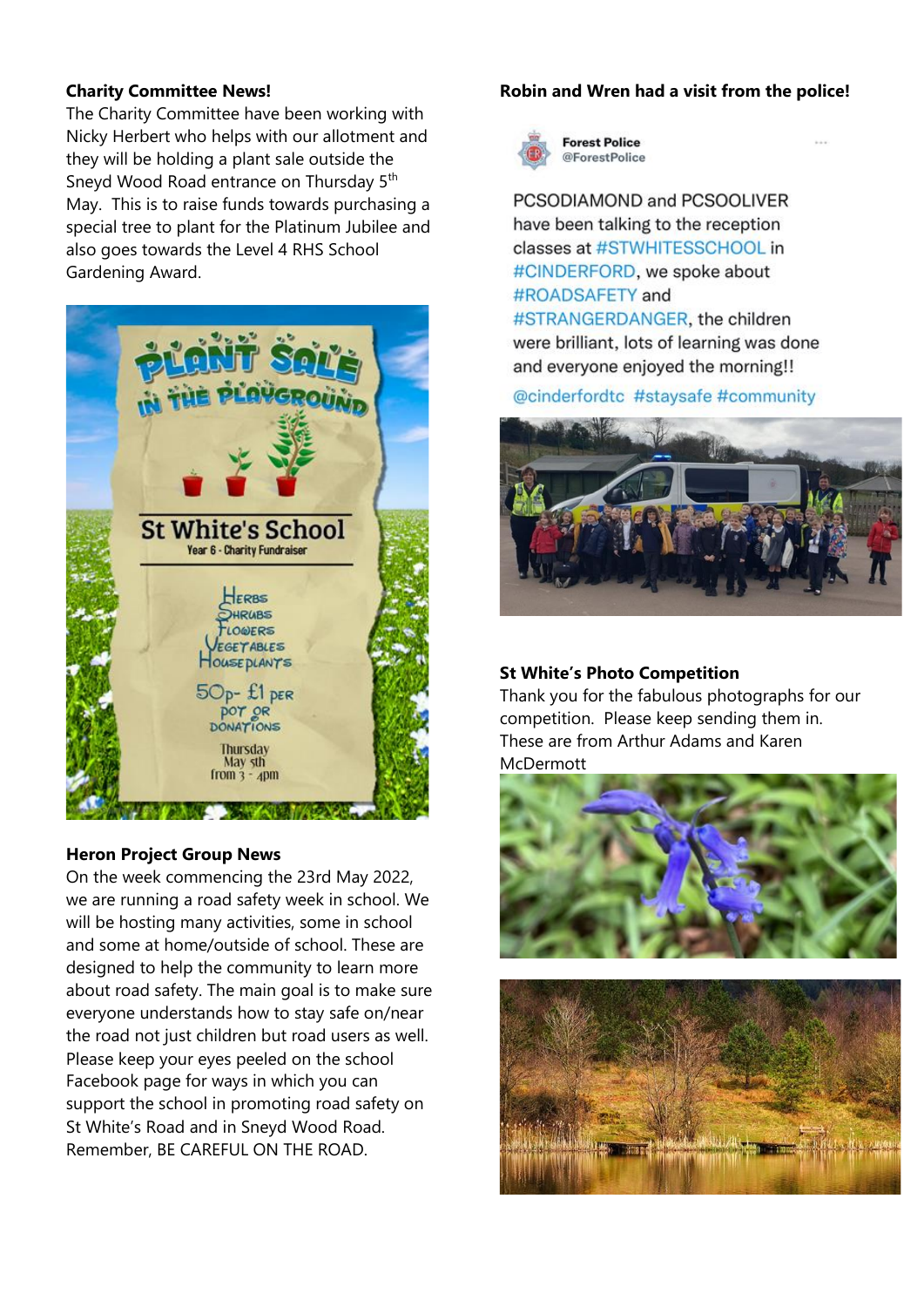**Charity Committee News!**

The Charity Committee have been working with Nicky Herbert who helps with our allotment and they will be holding a plant sale outside the Sneyd Wood Road entrance on Thursday 5th May. This is to raise funds towards purchasing a special tree to plant for the Platinum Jubilee and also goes towards the Level 4 RHS School Gardening Award.

PLANT SALE IN THE PLAYGROUND

St White's School
Year 6 - Charity Fundraiser

Herbs
Shrubs
Flowers
Vegetables
House plants

50p- £1 per pot or donations

Thursday May 5th from 3 - 4pm

**Heron Project Group News**

On the week commencing the 23rd May 2022, we are running a road safety week in school. We will be hosting many activities, some in school and some at home/outside of school. These are designed to help the community to learn more about road safety. The main goal is to make sure everyone understands how to stay safe on/near the road not just children but road users as well. Please keep your eyes peeled on the school Facebook page for ways in which you can support the school in promoting road safety on St White's Road and in Sneyd Wood Road. Remember, BE CAREFUL ON THE ROAD.

**Robin and Wren had a visit from the police!**

Forest Police
@ForestPolice

PCSODIAMOND and PCSOOLIVER have been talking to the reception classes at #STWHITESSCHOOL in #CINDERFORD, we spoke about #ROADSAFETY and #STRANGERDANGER, the children were brilliant, lots of learning was done and everyone enjoyed the morning!!

@cinderfordtc #staysafe #community

**St White's Photo Competition**

Thank you for the fabulous photographs for our competition. Please keep sending them in. These are from Arthur Adams and Karen McDermott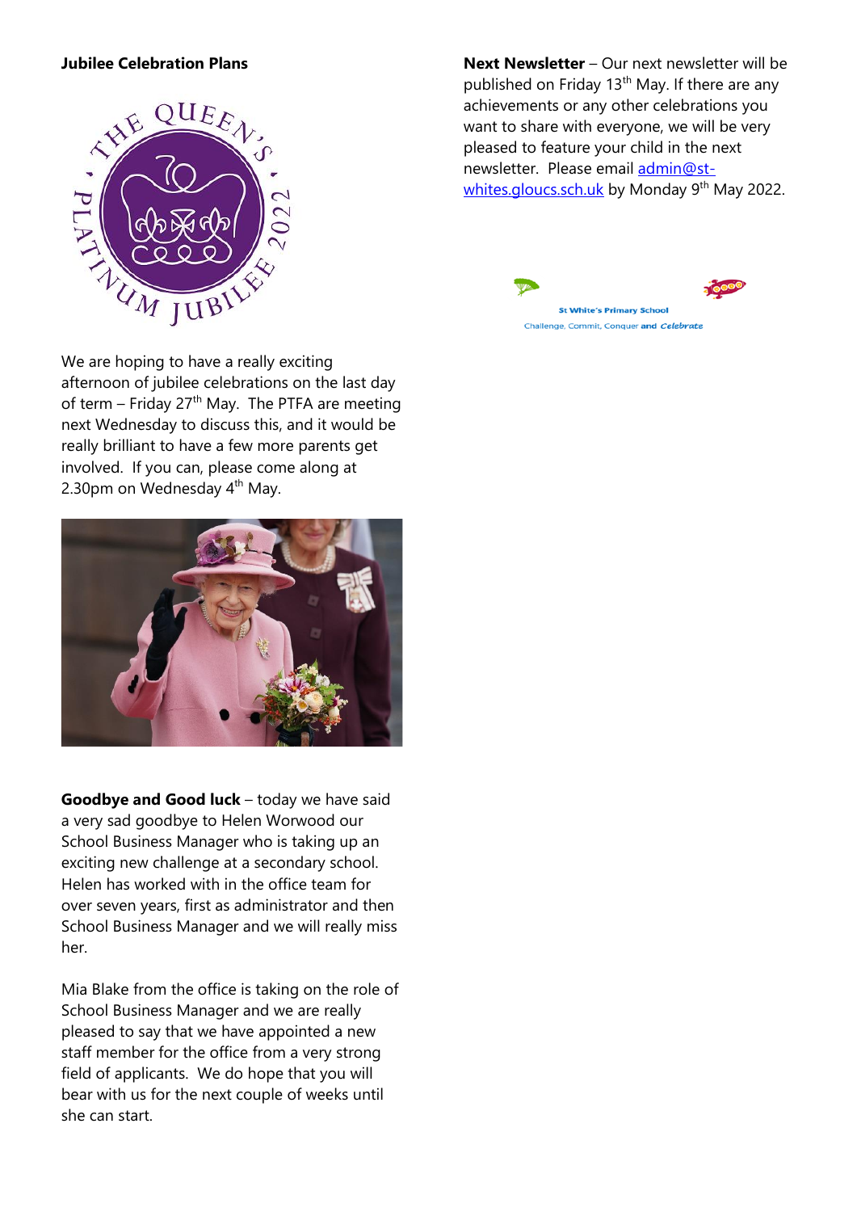**Jubilee Celebration Plans**

We are hoping to have a really exciting afternoon of jubilee celebrations on the last day of term – Friday 27th May. The PTFA are meeting next Wednesday to discuss this, and it would be really brilliant to have a few more parents get involved. If you can, please come along at 2.30pm on Wednesday 4th May.

**Goodbye and Good luck** – today we have said a very sad goodbye to Helen Worwood our School Business Manager who is taking up an exciting new challenge at a secondary school. Helen has worked with in the office team for over seven years, first as administrator and then School Business Manager and we will really miss her.

Mia Blake from the office is taking on the role of School Business Manager and we are really pleased to say that we have appointed a new staff member for the office from a very strong field of applicants. We do hope that you will bear with us for the next couple of weeks until she can start.

**Next Newsletter** – Our next newsletter will be published on Friday 13th May. If there are any achievements or any other celebrations you want to share with everyone, we will be very pleased to feature your child in the next newsletter. Please email admin@st-whites.gloucs.sch.uk by Monday 9th May 2022.

St White's Primary School

Challenge, Commit, Conquer and *Celebrate*